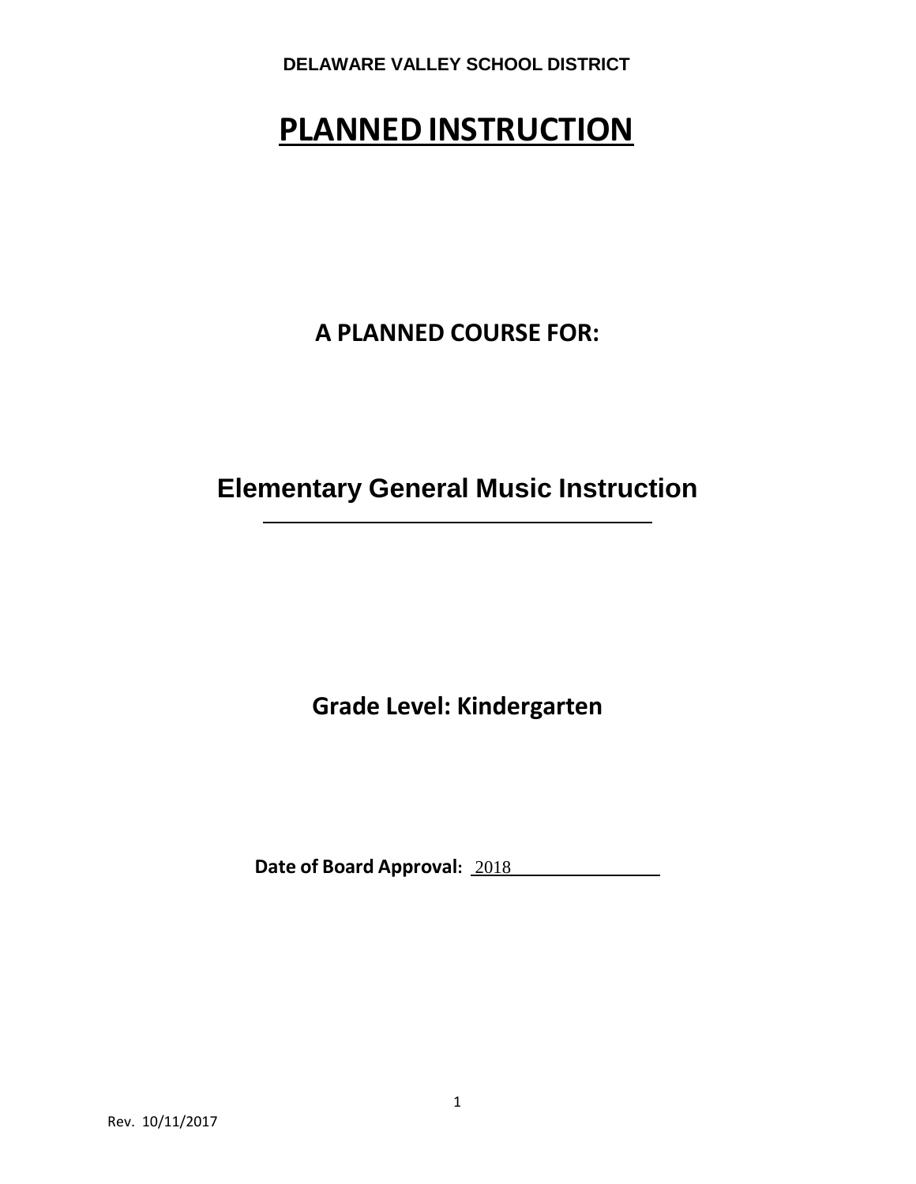**DELAWARE VALLEY SCHOOL DISTRICT**

# PLANNED INSTRUCTION

## A PLANNED COURSE FOR:

## Elementary General Music Instruction

**Grade Level: Kindergarten**

**Date of Board Approval:** 2018

Rev. 10/11/2017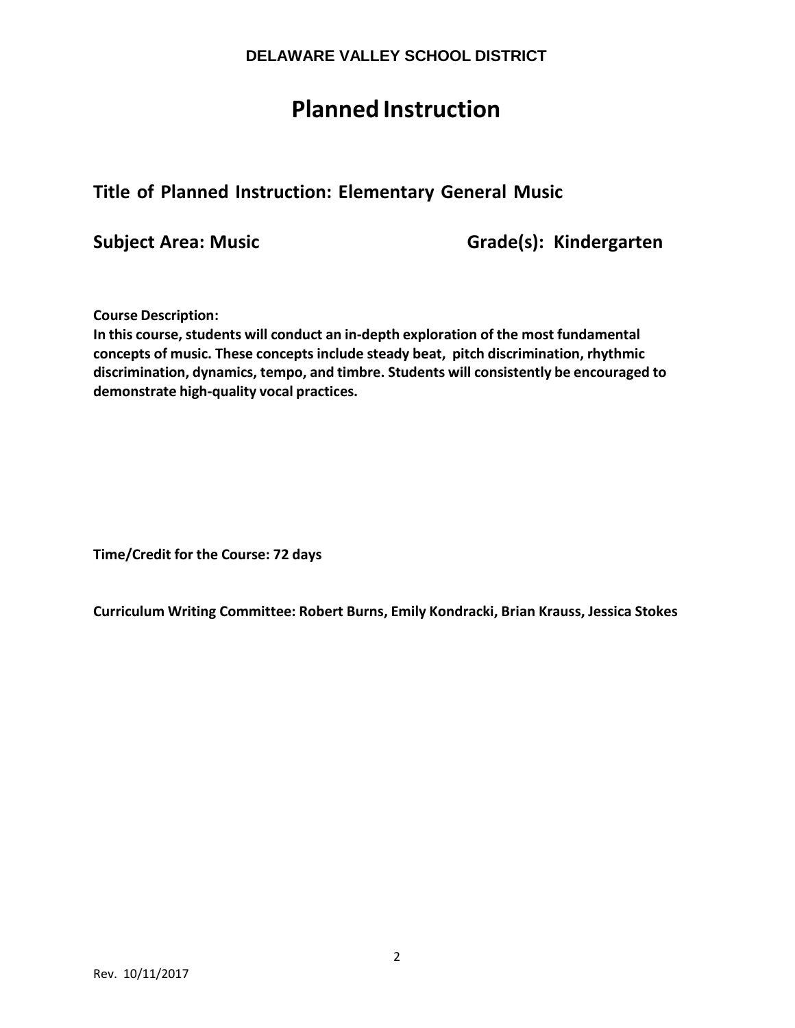**DELAWARE VALLEY SCHOOL DISTRICT**

# Planned Instruction

## Title of Planned Instruction: Elementary General Music

**Subject Area: Music** **Grade(s): Kindergarten**

**Course Description:**
**In this course, students will conduct an in-depth exploration of the most fundamental concepts of music. These concepts include steady beat, pitch discrimination, rhythmic discrimination, dynamics, tempo, and timbre. Students will consistently be encouraged to demonstrate high-quality vocal practices.**

**Time/Credit for the Course: 72 days**

**Curriculum Writing Committee: Robert Burns, Emily Kondracki, Brian Krauss, Jessica Stokes**

Rev. 10/11/2017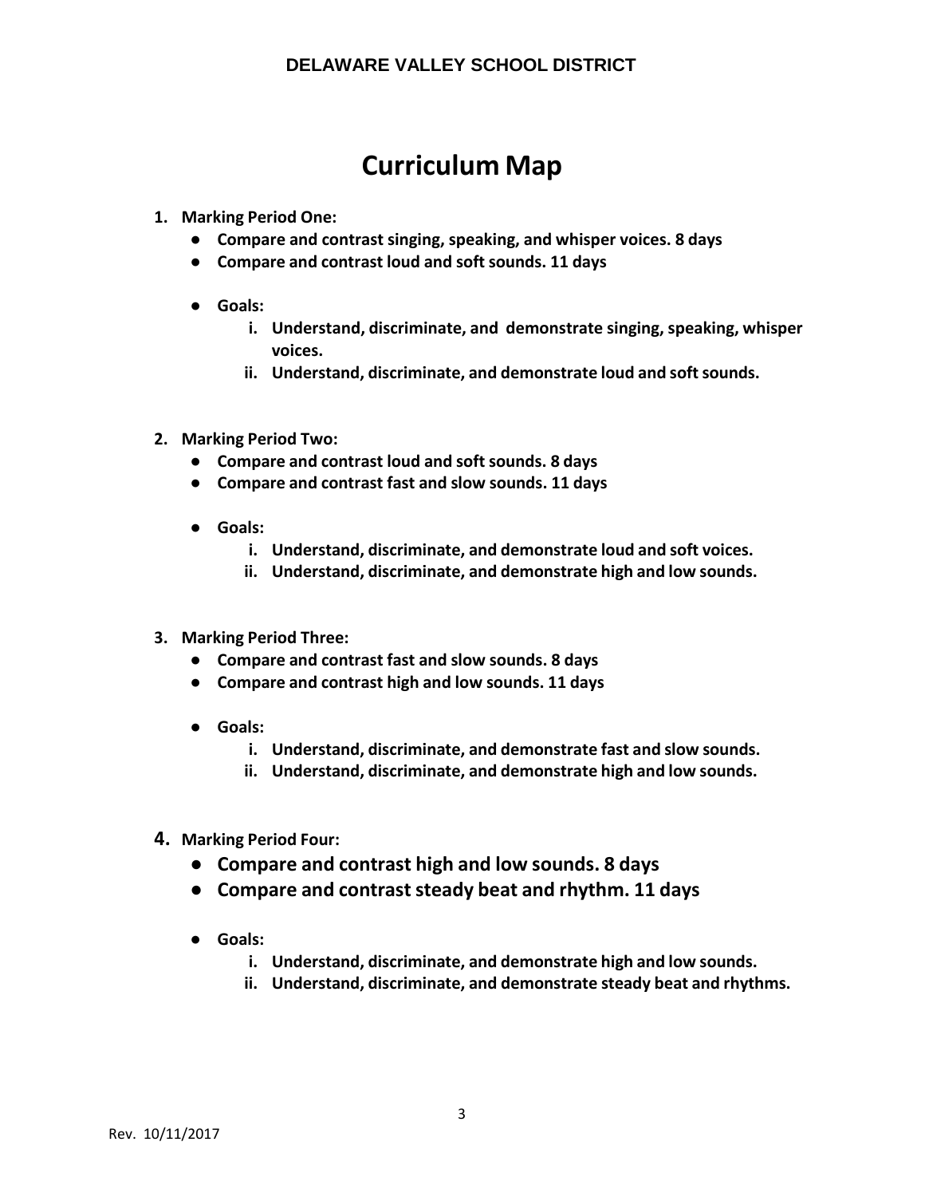DELAWARE VALLEY SCHOOL DISTRICT

# Curriculum Map

1. **Marking Period One:**
    - **Compare and contrast singing, speaking, and whisper voices. 8 days**
    - **Compare and contrast loud and soft sounds. 11 days**

    - **Goals:**
        i. **Understand, discriminate, and demonstrate singing, speaking, whisper voices.**
        ii. **Understand, discriminate, and demonstrate loud and soft sounds.**

2. **Marking Period Two:**
    - **Compare and contrast loud and soft sounds. 8 days**
    - **Compare and contrast fast and slow sounds. 11 days**

    - **Goals:**
        i. **Understand, discriminate, and demonstrate loud and soft voices.**
        ii. **Understand, discriminate, and demonstrate high and low sounds.**

3. **Marking Period Three:**
    - **Compare and contrast fast and slow sounds. 8 days**
    - **Compare and contrast high and low sounds. 11 days**

    - **Goals:**
        i. **Understand, discriminate, and demonstrate fast and slow sounds.**
        ii. **Understand, discriminate, and demonstrate high and low sounds.**

4. **Marking Period Four:**
    - **Compare and contrast high and low sounds. 8 days**
    - **Compare and contrast steady beat and rhythm. 11 days**

    - **Goals:**
        i. **Understand, discriminate, and demonstrate high and low sounds.**
        ii. **Understand, discriminate, and demonstrate steady beat and rhythms.**

Rev. 10/11/2017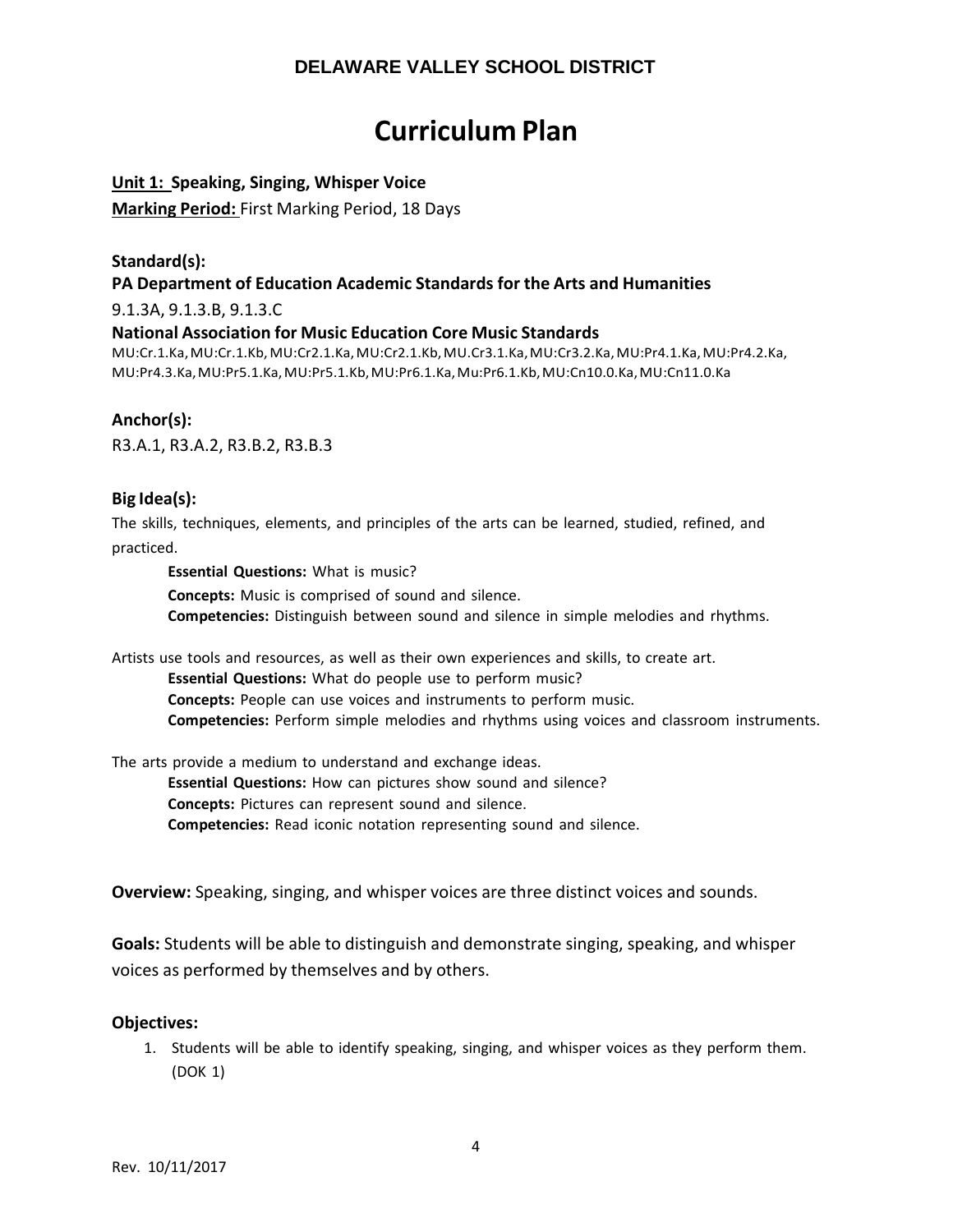# DELAWARE VALLEY SCHOOL DISTRICT

# Curriculum Plan

**Unit 1: Speaking, Singing, Whisper Voice**

**Marking Period:** First Marking Period, 18 Days

**Standard(s):**

**PA Department of Education Academic Standards for the Arts and Humanities**

9.1.3A, 9.1.3.B, 9.1.3.C

**National Association for Music Education Core Music Standards**

MU:Cr.1.Ka, MU:Cr.1.Kb, MU:Cr2.1.Ka, MU:Cr2.1.Kb, MU.Cr3.1.Ka, MU:Cr3.2.Ka, MU:Pr4.1.Ka, MU:Pr4.2.Ka, MU:Pr4.3.Ka, MU:Pr5.1.Ka, MU:Pr5.1.Kb, MU:Pr6.1.Ka, Mu:Pr6.1.Kb, MU:Cn10.0.Ka, MU:Cn11.0.Ka

**Anchor(s):**

R3.A.1, R3.A.2, R3.B.2, R3.B.3

**Big Idea(s):**

The skills, techniques, elements, and principles of the arts can be learned, studied, refined, and practiced.

> **Essential Questions:** What is music?
> **Concepts:** Music is comprised of sound and silence.
> **Competencies:** Distinguish between sound and silence in simple melodies and rhythms.

Artists use tools and resources, as well as their own experiences and skills, to create art.

> **Essential Questions:** What do people use to perform music?
> **Concepts:** People can use voices and instruments to perform music.
> **Competencies:** Perform simple melodies and rhythms using voices and classroom instruments.

The arts provide a medium to understand and exchange ideas.

> **Essential Questions:** How can pictures show sound and silence?
> **Concepts:** Pictures can represent sound and silence.
> **Competencies:** Read iconic notation representing sound and silence.

**Overview:** Speaking, singing, and whisper voices are three distinct voices and sounds.

**Goals:** Students will be able to distinguish and demonstrate singing, speaking, and whisper voices as performed by themselves and by others.

**Objectives:**

1. Students will be able to identify speaking, singing, and whisper voices as they perform them. (DOK 1)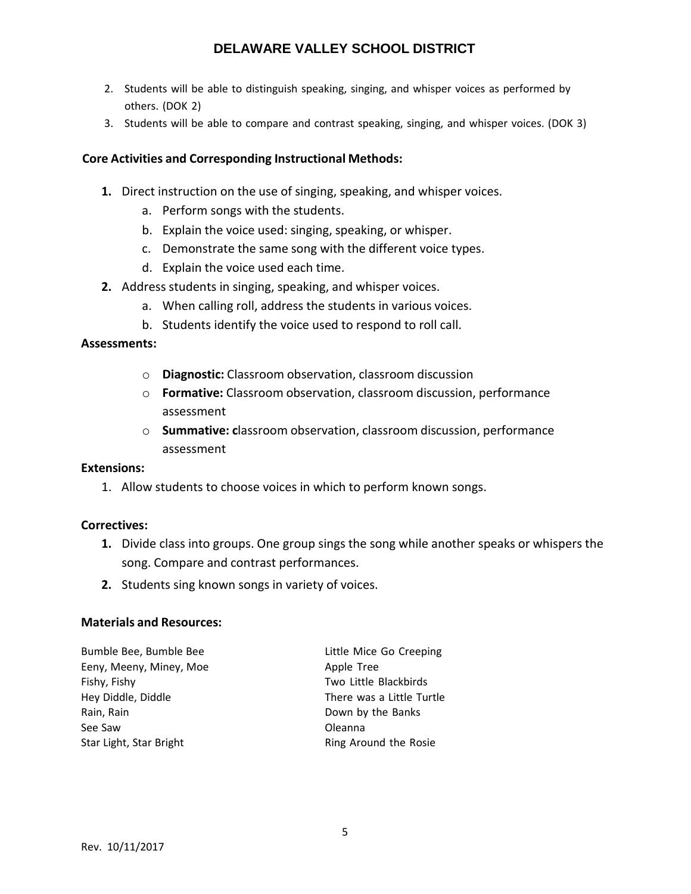2. Students will be able to distinguish speaking, singing, and whisper voices as performed by others. (DOK 2)
3. Students will be able to compare and contrast speaking, singing, and whisper voices. (DOK 3)

**Core Activities and Corresponding Instructional Methods:**

1. Direct instruction on the use of singing, speaking, and whisper voices.
    a. Perform songs with the students.
    b. Explain the voice used: singing, speaking, or whisper.
    c. Demonstrate the same song with the different voice types.
    d. Explain the voice used each time.
2. Address students in singing, speaking, and whisper voices.
    a. When calling roll, address the students in various voices.
    b. Students identify the voice used to respond to roll call.

**Assessments:**

- **Diagnostic:** Classroom observation, classroom discussion
- **Formative:** Classroom observation, classroom discussion, performance assessment
- **Summative: c**lassroom observation, classroom discussion, performance assessment

**Extensions:**

1. Allow students to choose voices in which to perform known songs.

**Correctives:**

1. Divide class into groups. One group sings the song while another speaks or whispers the song. Compare and contrast performances.
2. Students sing known songs in variety of voices.

**Materials and Resources:**

Bumble Bee, Bumble Bee
Eeny, Meeny, Miney, Moe
Fishy, Fishy
Hey Diddle, Diddle
Rain, Rain
See Saw
Star Light, Star Bright
Little Mice Go Creeping
Apple Tree
Two Little Blackbirds
There was a Little Turtle
Down by the Banks
Oleanna
Ring Around the Rosie

Rev. 10/11/2017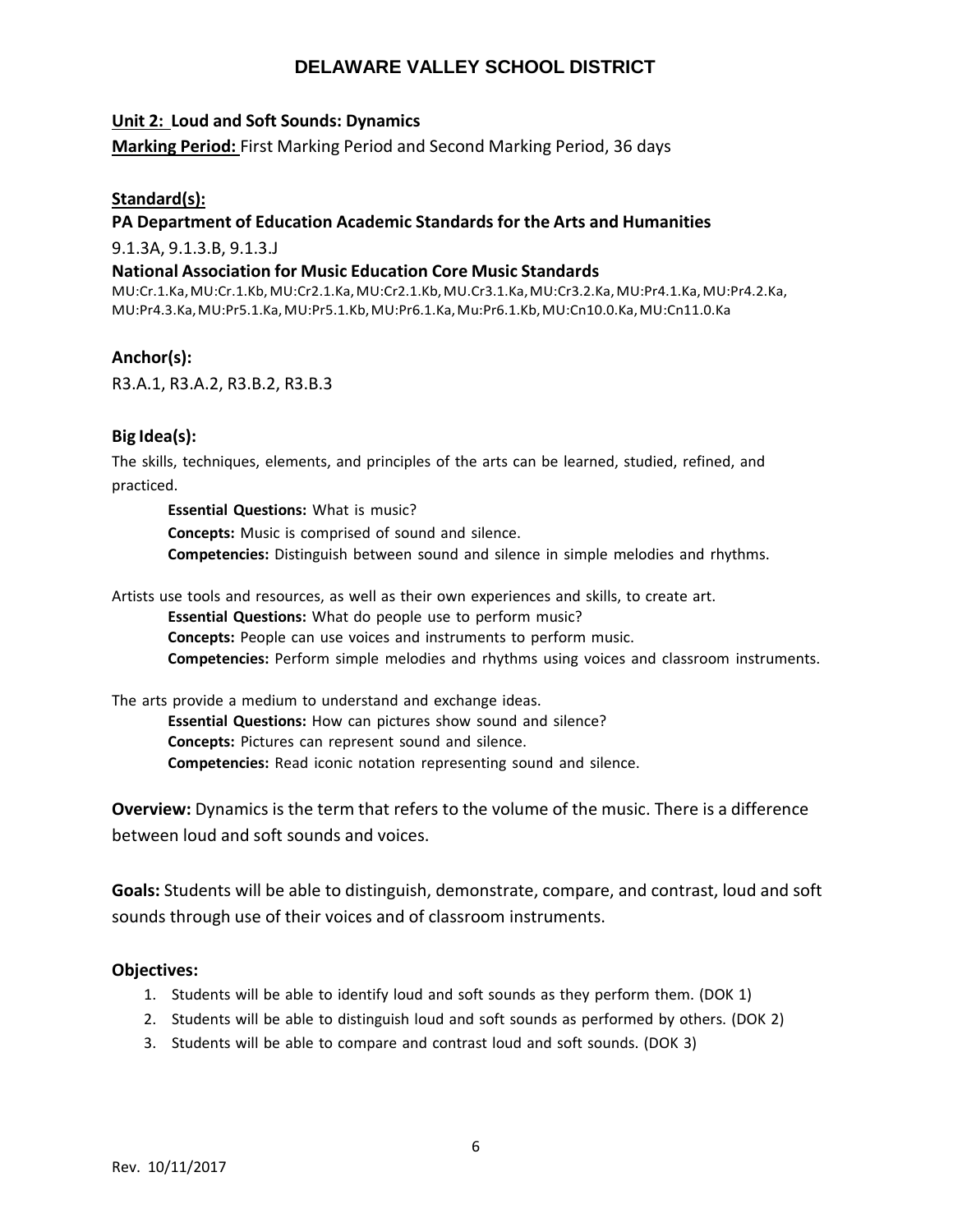# DELAWARE VALLEY SCHOOL DISTRICT

**Unit 2: Loud and Soft Sounds: Dynamics**

**Marking Period:** First Marking Period and Second Marking Period, 36 days

**Standard(s):**

**PA Department of Education Academic Standards for the Arts and Humanities**

9.1.3A, 9.1.3.B, 9.1.3.J

**National Association for Music Education Core Music Standards**

MU:Cr.1.Ka, MU:Cr.1.Kb, MU:Cr2.1.Ka, MU:Cr2.1.Kb, MU.Cr3.1.Ka, MU:Cr3.2.Ka, MU:Pr4.1.Ka, MU:Pr4.2.Ka, MU:Pr4.3.Ka, MU:Pr5.1.Ka, MU:Pr5.1.Kb, MU:Pr6.1.Ka, Mu:Pr6.1.Kb, MU:Cn10.0.Ka, MU:Cn11.0.Ka

**Anchor(s):**

R3.A.1, R3.A.2, R3.B.2, R3.B.3

**Big Idea(s):**

The skills, techniques, elements, and principles of the arts can be learned, studied, refined, and practiced.

> **Essential Questions:** What is music?
> **Concepts:** Music is comprised of sound and silence.
> **Competencies:** Distinguish between sound and silence in simple melodies and rhythms.

Artists use tools and resources, as well as their own experiences and skills, to create art.

> **Essential Questions:** What do people use to perform music?
> **Concepts:** People can use voices and instruments to perform music.
> **Competencies:** Perform simple melodies and rhythms using voices and classroom instruments.

The arts provide a medium to understand and exchange ideas.

> **Essential Questions:** How can pictures show sound and silence?
> **Concepts:** Pictures can represent sound and silence.
> **Competencies:** Read iconic notation representing sound and silence.

**Overview:** Dynamics is the term that refers to the volume of the music. There is a difference between loud and soft sounds and voices.

**Goals:** Students will be able to distinguish, demonstrate, compare, and contrast, loud and soft sounds through use of their voices and of classroom instruments.

**Objectives:**

1. Students will be able to identify loud and soft sounds as they perform them. (DOK 1)
2. Students will be able to distinguish loud and soft sounds as performed by others. (DOK 2)
3. Students will be able to compare and contrast loud and soft sounds. (DOK 3)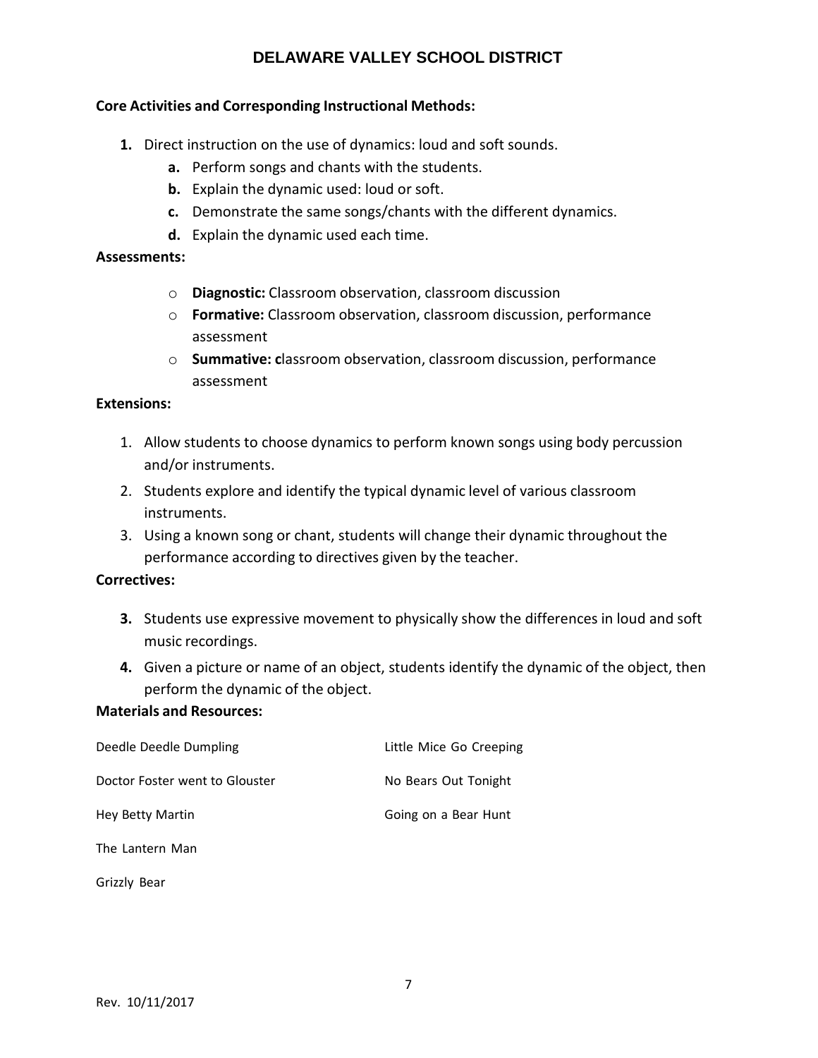**Core Activities and Corresponding Instructional Methods:**

1. Direct instruction on the use of dynamics: loud and soft sounds.
    a. Perform songs and chants with the students.
    b. Explain the dynamic used: loud or soft.
    c. Demonstrate the same songs/chants with the different dynamics.
    d. Explain the dynamic used each time.

**Assessments:**

- **Diagnostic:** Classroom observation, classroom discussion
- **Formative:** Classroom observation, classroom discussion, performance assessment
- **Summative:** classroom observation, classroom discussion, performance assessment

**Extensions:**

1. Allow students to choose dynamics to perform known songs using body percussion and/or instruments.
2. Students explore and identify the typical dynamic level of various classroom instruments.
3. Using a known song or chant, students will change their dynamic throughout the performance according to directives given by the teacher.

**Correctives:**

3. Students use expressive movement to physically show the differences in loud and soft music recordings.
4. Given a picture or name of an object, students identify the dynamic of the object, then perform the dynamic of the object.

**Materials and Resources:**

Deedle Deedle Dumpling

Doctor Foster went to Glouster

Hey Betty Martin

The Lantern Man

Grizzly Bear

Little Mice Go Creeping

No Bears Out Tonight

Going on a Bear Hunt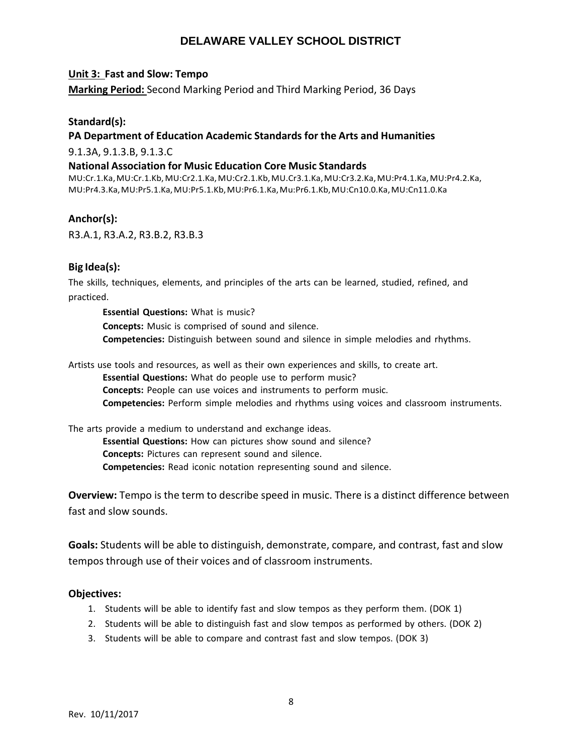# DELAWARE VALLEY SCHOOL DISTRICT

**Unit 3: Fast and Slow: Tempo**

**Marking Period:** Second Marking Period and Third Marking Period, 36 Days

**Standard(s):**

**PA Department of Education Academic Standards for the Arts and Humanities**

9.1.3A, 9.1.3.B, 9.1.3.C

**National Association for Music Education Core Music Standards**

MU:Cr.1.Ka, MU:Cr.1.Kb, MU:Cr2.1.Ka, MU:Cr2.1.Kb, MU.Cr3.1.Ka, MU:Cr3.2.Ka, MU:Pr4.1.Ka, MU:Pr4.2.Ka, MU:Pr4.3.Ka, MU:Pr5.1.Ka, MU:Pr5.1.Kb, MU:Pr6.1.Ka, Mu:Pr6.1.Kb, MU:Cn10.0.Ka, MU:Cn11.0.Ka

**Anchor(s):**

R3.A.1, R3.A.2, R3.B.2, R3.B.3

**Big Idea(s):**

The skills, techniques, elements, and principles of the arts can be learned, studied, refined, and practiced.

> **Essential Questions:** What is music?
> **Concepts:** Music is comprised of sound and silence.
> **Competencies:** Distinguish between sound and silence in simple melodies and rhythms.

Artists use tools and resources, as well as their own experiences and skills, to create art.

> **Essential Questions:** What do people use to perform music?
> **Concepts:** People can use voices and instruments to perform music.
> **Competencies:** Perform simple melodies and rhythms using voices and classroom instruments.

The arts provide a medium to understand and exchange ideas.

> **Essential Questions:** How can pictures show sound and silence?
> **Concepts:** Pictures can represent sound and silence.
> **Competencies:** Read iconic notation representing sound and silence.

**Overview:** Tempo is the term to describe speed in music. There is a distinct difference between fast and slow sounds.

**Goals:** Students will be able to distinguish, demonstrate, compare, and contrast, fast and slow tempos through use of their voices and of classroom instruments.

**Objectives:**

1. Students will be able to identify fast and slow tempos as they perform them. (DOK 1)
2. Students will be able to distinguish fast and slow tempos as performed by others. (DOK 2)
3. Students will be able to compare and contrast fast and slow tempos. (DOK 3)

Rev. 10/11/2017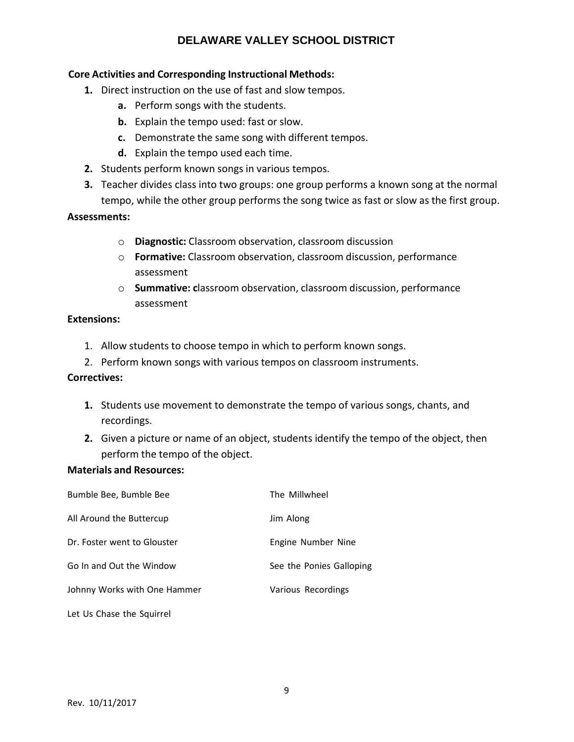**Core Activities and Corresponding Instructional Methods:**

1. Direct instruction on the use of fast and slow tempos.
    a. Perform songs with the students.
    b. Explain the tempo used: fast or slow.
    c. Demonstrate the same song with different tempos.
    d. Explain the tempo used each time.
2. Students perform known songs in various tempos.
3. Teacher divides class into two groups: one group performs a known song at the normal tempo, while the other group performs the song twice as fast or slow as the first group.

**Assessments:**

- **Diagnostic:** Classroom observation, classroom discussion
- **Formative:** Classroom observation, classroom discussion, performance assessment
- **Summative:** classroom observation, classroom discussion, performance assessment

**Extensions:**

1. Allow students to choose tempo in which to perform known songs.
2. Perform known songs with various tempos on classroom instruments.

**Correctives:**

1. Students use movement to demonstrate the tempo of various songs, chants, and recordings.
2. Given a picture or name of an object, students identify the tempo of the object, then perform the tempo of the object.

**Materials and Resources:**

Bumble Bee, Bumble Bee

All Around the Buttercup

Dr. Foster went to Glouster

Go In and Out the Window

Johnny Works with One Hammer

Let Us Chase the Squirrel

The Millwheel

Jim Along

Engine Number Nine

See the Ponies Galloping

Various Recordings

Rev. 10/11/2017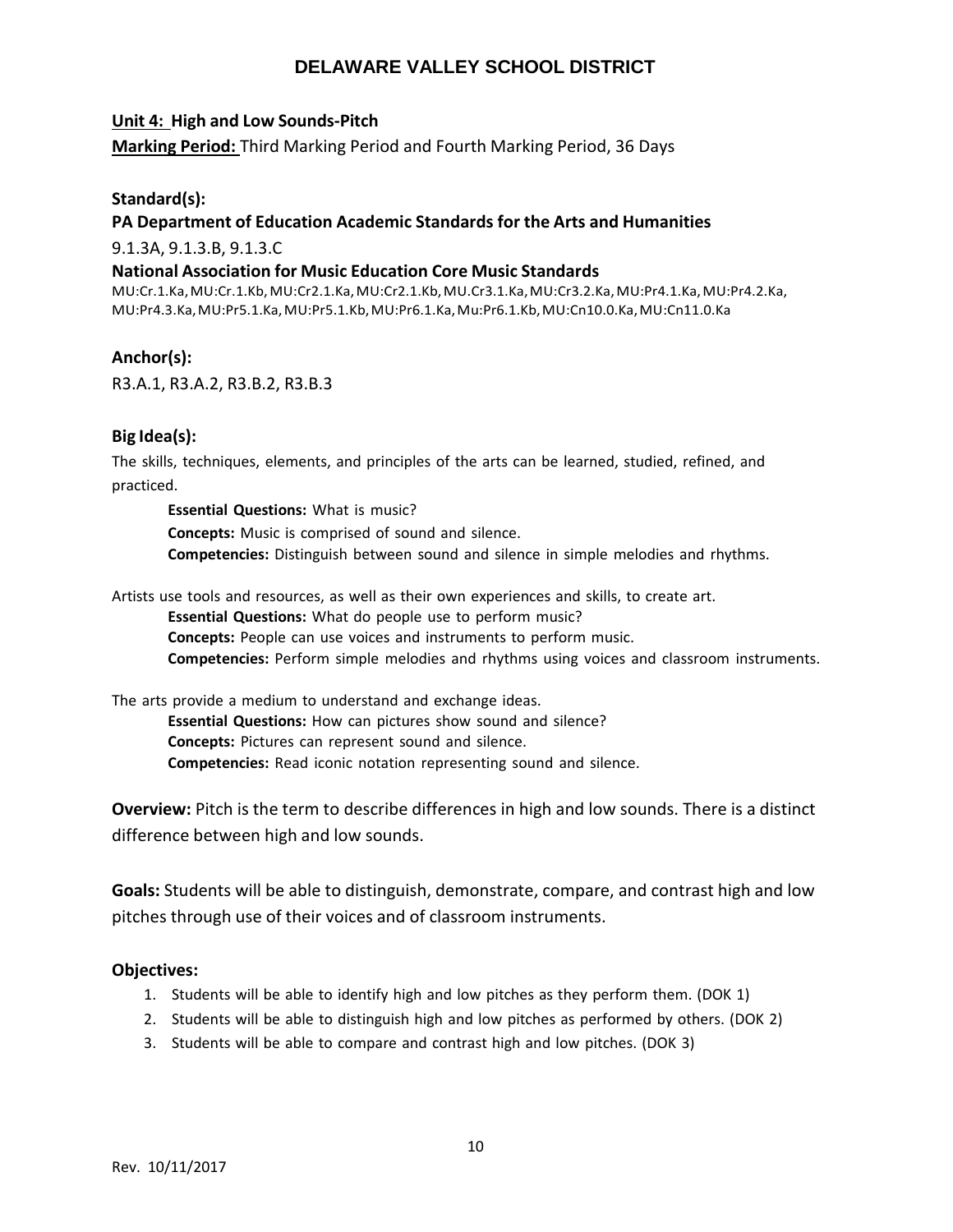# DELAWARE VALLEY SCHOOL DISTRICT

**Unit 4: High and Low Sounds-Pitch**

**Marking Period:** Third Marking Period and Fourth Marking Period, 36 Days

**Standard(s):**

**PA Department of Education Academic Standards for the Arts and Humanities**

9.1.3A, 9.1.3.B, 9.1.3.C

**National Association for Music Education Core Music Standards**

MU:Cr.1.Ka, MU:Cr.1.Kb, MU:Cr2.1.Ka, MU:Cr2.1.Kb, MU.Cr3.1.Ka, MU:Cr3.2.Ka, MU:Pr4.1.Ka, MU:Pr4.2.Ka, MU:Pr4.3.Ka, MU:Pr5.1.Ka, MU:Pr5.1.Kb, MU:Pr6.1.Ka, Mu:Pr6.1.Kb, MU:Cn10.0.Ka, MU:Cn11.0.Ka

**Anchor(s):**

R3.A.1, R3.A.2, R3.B.2, R3.B.3

**Big Idea(s):**

The skills, techniques, elements, and principles of the arts can be learned, studied, refined, and practiced.

> **Essential Questions:** What is music?
> **Concepts:** Music is comprised of sound and silence.
> **Competencies:** Distinguish between sound and silence in simple melodies and rhythms.

Artists use tools and resources, as well as their own experiences and skills, to create art.

> **Essential Questions:** What do people use to perform music?
> **Concepts:** People can use voices and instruments to perform music.
> **Competencies:** Perform simple melodies and rhythms using voices and classroom instruments.

The arts provide a medium to understand and exchange ideas.

> **Essential Questions:** How can pictures show sound and silence?
> **Concepts:** Pictures can represent sound and silence.
> **Competencies:** Read iconic notation representing sound and silence.

**Overview:** Pitch is the term to describe differences in high and low sounds. There is a distinct difference between high and low sounds.

**Goals:** Students will be able to distinguish, demonstrate, compare, and contrast high and low pitches through use of their voices and of classroom instruments.

**Objectives:**

1. Students will be able to identify high and low pitches as they perform them. (DOK 1)
2. Students will be able to distinguish high and low pitches as performed by others. (DOK 2)
3. Students will be able to compare and contrast high and low pitches. (DOK 3)

Rev. 10/11/2017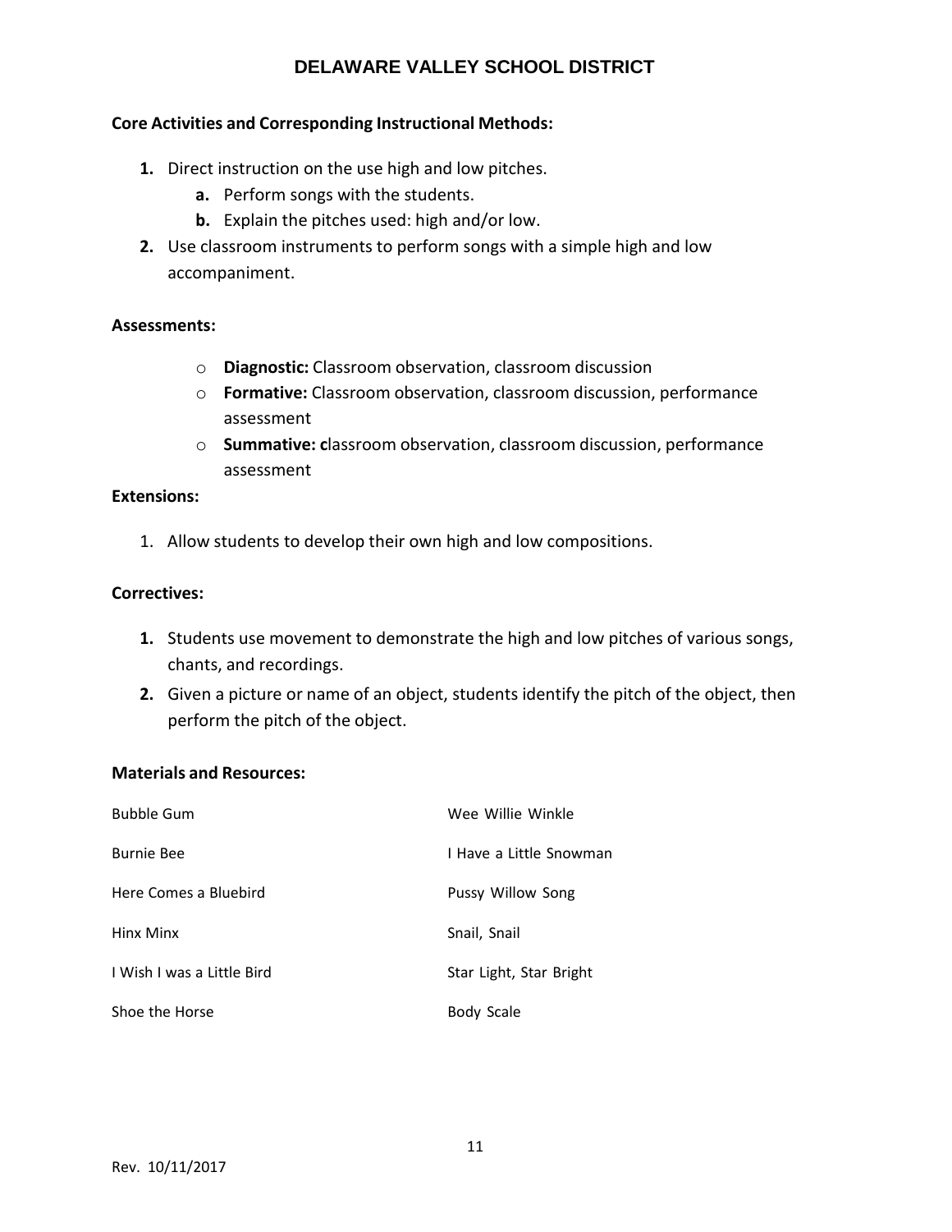**Core Activities and Corresponding Instructional Methods:**

1. Direct instruction on the use high and low pitches.
   a. Perform songs with the students.
   b. Explain the pitches used: high and/or low.
2. Use classroom instruments to perform songs with a simple high and low accompaniment.

**Assessments:**

- **Diagnostic:** Classroom observation, classroom discussion
- **Formative:** Classroom observation, classroom discussion, performance assessment
- **Summative:** classroom observation, classroom discussion, performance assessment

**Extensions:**

1. Allow students to develop their own high and low compositions.

**Correctives:**

1. Students use movement to demonstrate the high and low pitches of various songs, chants, and recordings.
2. Given a picture or name of an object, students identify the pitch of the object, then perform the pitch of the object.

**Materials and Resources:**

| | |
|---|---|
| Bubble Gum | Wee Willie Winkle |
| Burnie Bee | I Have a Little Snowman |
| Here Comes a Bluebird | Pussy Willow Song |
| Hinx Minx | Snail, Snail |
| I Wish I was a Little Bird | Star Light, Star Bright |
| Shoe the Horse | Body Scale |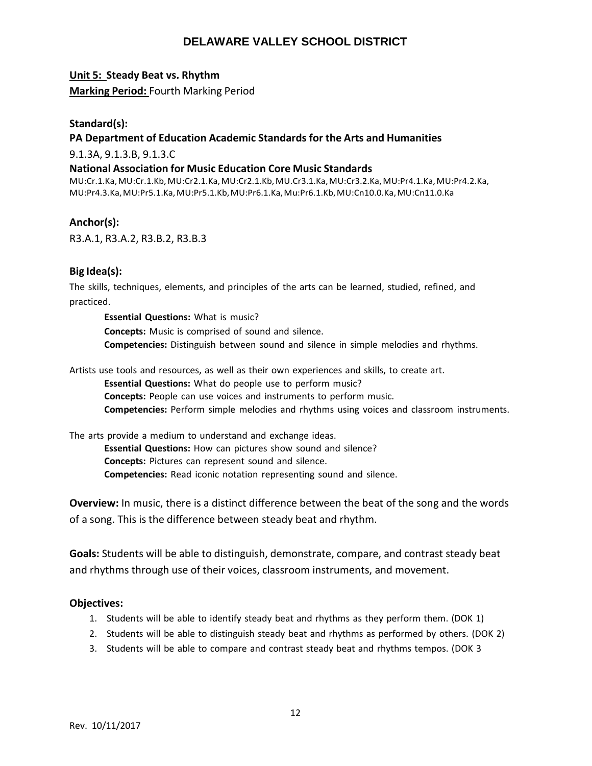**Unit 5: Steady Beat vs. Rhythm**

**Marking Period:** Fourth Marking Period

**Standard(s):**

**PA Department of Education Academic Standards for the Arts and Humanities**

9.1.3A, 9.1.3.B, 9.1.3.C

**National Association for Music Education Core Music Standards**

MU:Cr.1.Ka, MU:Cr.1.Kb, MU:Cr2.1.Ka, MU:Cr2.1.Kb, MU.Cr3.1.Ka, MU:Cr3.2.Ka, MU:Pr4.1.Ka, MU:Pr4.2.Ka, MU:Pr4.3.Ka, MU:Pr5.1.Ka, MU:Pr5.1.Kb, MU:Pr6.1.Ka, Mu:Pr6.1.Kb, MU:Cn10.0.Ka, MU:Cn11.0.Ka

**Anchor(s):**

R3.A.1, R3.A.2, R3.B.2, R3.B.3

**Big Idea(s):**

The skills, techniques, elements, and principles of the arts can be learned, studied, refined, and practiced.

> **Essential Questions:** What is music?
> **Concepts:** Music is comprised of sound and silence.
> **Competencies:** Distinguish between sound and silence in simple melodies and rhythms.

Artists use tools and resources, as well as their own experiences and skills, to create art.

> **Essential Questions:** What do people use to perform music?
> **Concepts:** People can use voices and instruments to perform music.
> **Competencies:** Perform simple melodies and rhythms using voices and classroom instruments.

The arts provide a medium to understand and exchange ideas.

> **Essential Questions:** How can pictures show sound and silence?
> **Concepts:** Pictures can represent sound and silence.
> **Competencies:** Read iconic notation representing sound and silence.

**Overview:** In music, there is a distinct difference between the beat of the song and the words of a song. This is the difference between steady beat and rhythm.

**Goals:** Students will be able to distinguish, demonstrate, compare, and contrast steady beat and rhythms through use of their voices, classroom instruments, and movement.

**Objectives:**

1. Students will be able to identify steady beat and rhythms as they perform them. (DOK 1)
2. Students will be able to distinguish steady beat and rhythms as performed by others. (DOK 2)
3. Students will be able to compare and contrast steady beat and rhythms tempos. (DOK 3

Rev. 10/11/2017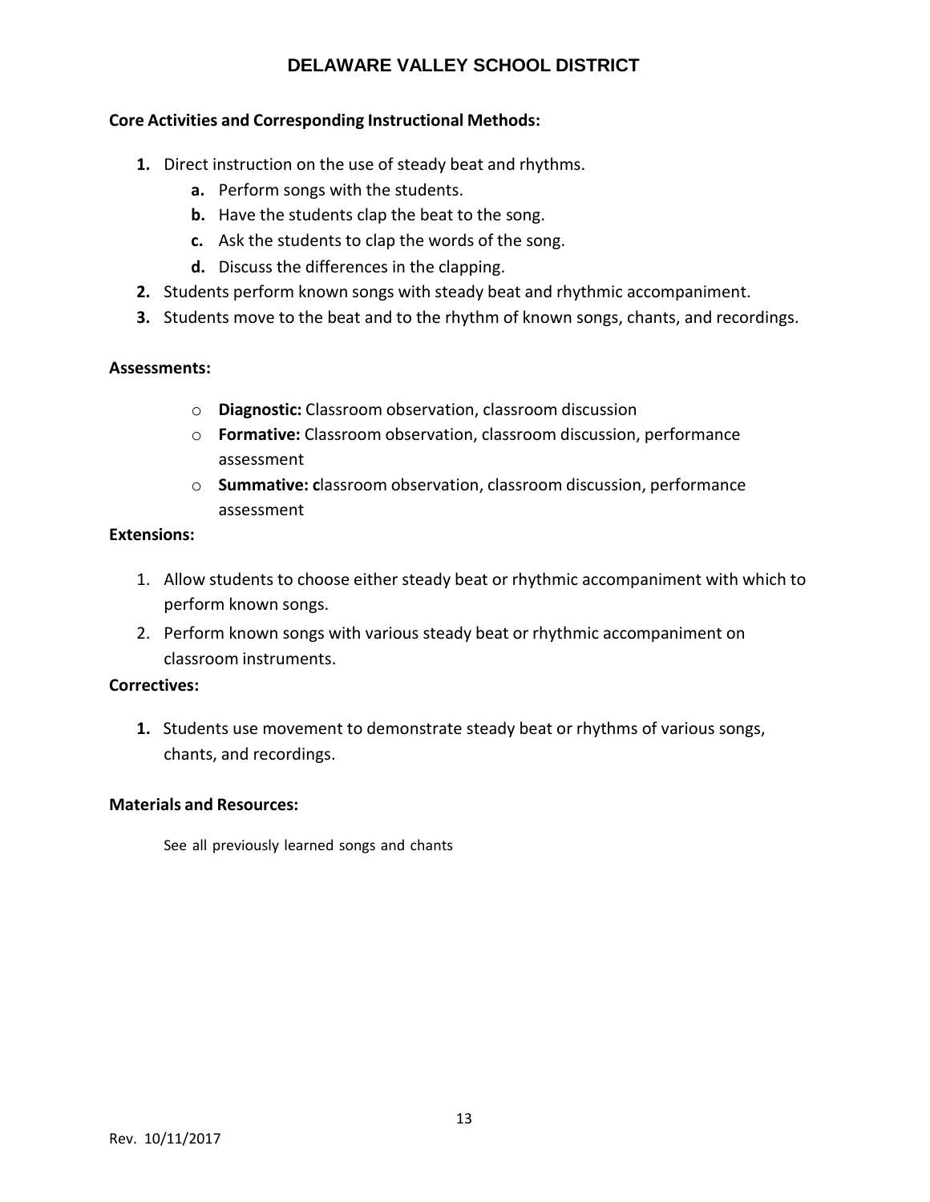**Core Activities and Corresponding Instructional Methods:**

1. Direct instruction on the use of steady beat and rhythms.
    a. Perform songs with the students.
    b. Have the students clap the beat to the song.
    c. Ask the students to clap the words of the song.
    d. Discuss the differences in the clapping.
2. Students perform known songs with steady beat and rhythmic accompaniment.
3. Students move to the beat and to the rhythm of known songs, chants, and recordings.

**Assessments:**

- **Diagnostic:** Classroom observation, classroom discussion
- **Formative:** Classroom observation, classroom discussion, performance assessment
- **Summative: c**lassroom observation, classroom discussion, performance assessment

**Extensions:**

1. Allow students to choose either steady beat or rhythmic accompaniment with which to perform known songs.
2. Perform known songs with various steady beat or rhythmic accompaniment on classroom instruments.

**Correctives:**

1. Students use movement to demonstrate steady beat or rhythms of various songs, chants, and recordings.

**Materials and Resources:**

See all previously learned songs and chants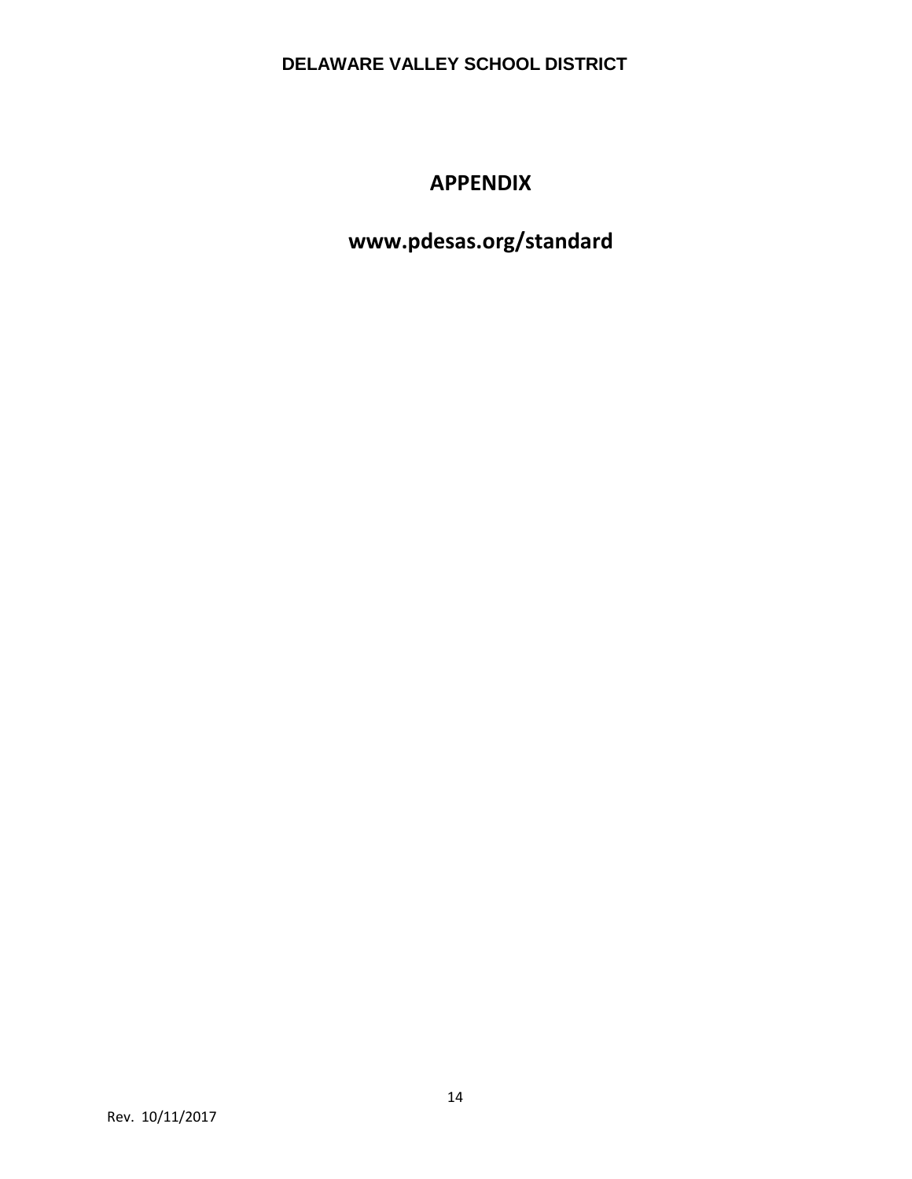# APPENDIX

## www.pdesas.org/standard